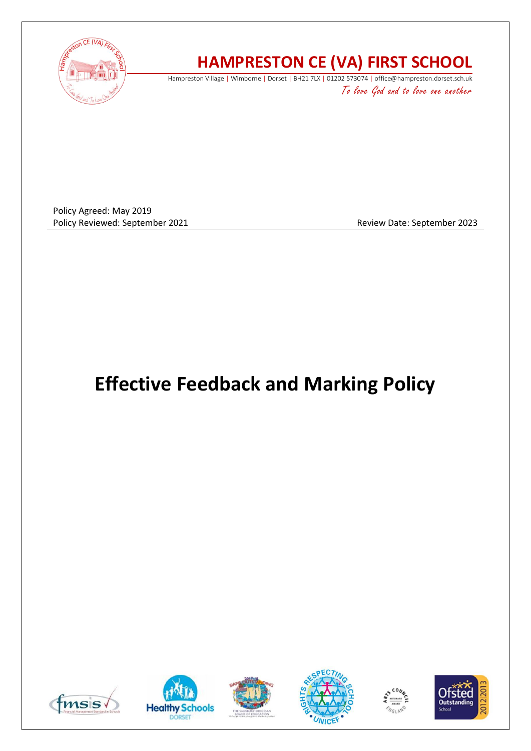# HAMPRESTON CE (VA) FIRST SCHOOL

Hampreston Village | Wimborne | Dorset | BH21 7LX | 01202 573074 | office@hampreston.dorset.sch.uk

*To love God and to love one another*

Policy Agreed: May 2019
Policy Reviewed: September 2021 Review Date: September 2023

# Effective Feedback and Marking Policy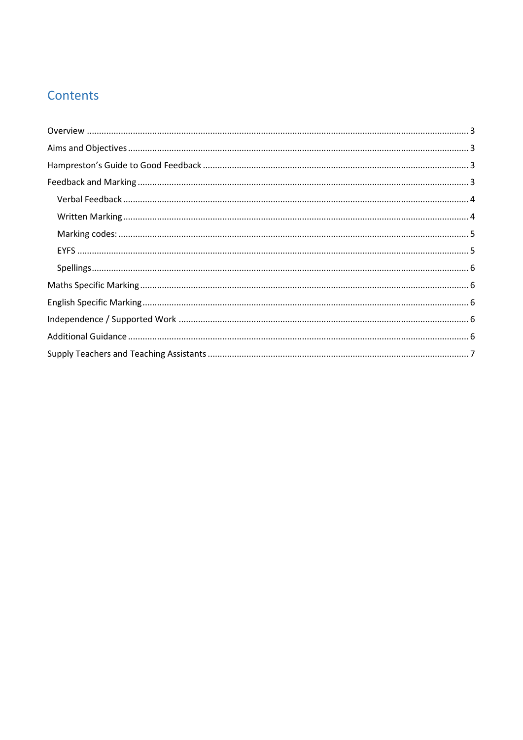## Contents

Overview ........................................................ 3
Aims and Objectives ........................................................ 3
Hampreston's Guide to Good Feedback ........................................................ 3
Feedback and Marking ........................................................ 3
- Verbal Feedback ........................................................ 4
- Written Marking ........................................................ 4
- Marking codes: ........................................................ 5
- EYFS ........................................................ 5
- Spellings ........................................................ 6

Maths Specific Marking ........................................................ 6
English Specific Marking ........................................................ 6
Independence / Supported Work ........................................................ 6
Additional Guidance ........................................................ 6
Supply Teachers and Teaching Assistants ........................................................ 7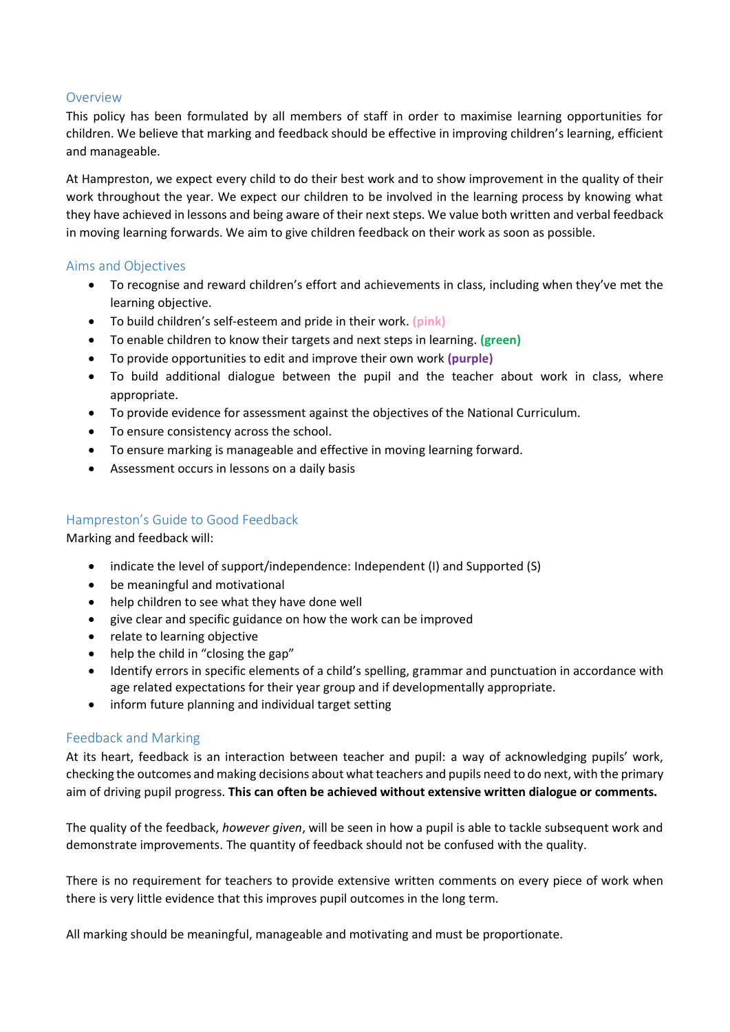## Overview

This policy has been formulated by all members of staff in order to maximise learning opportunities for children. We believe that marking and feedback should be effective in improving children's learning, efficient and manageable.

At Hampreston, we expect every child to do their best work and to show improvement in the quality of their work throughout the year. We expect our children to be involved in the learning process by knowing what they have achieved in lessons and being aware of their next steps. We value both written and verbal feedback in moving learning forwards. We aim to give children feedback on their work as soon as possible.

## Aims and Objectives

- To recognise and reward children's effort and achievements in class, including when they've met the learning objective.
- To build children's self-esteem and pride in their work. **(pink)**
- To enable children to know their targets and next steps in learning. **(green)**
- To provide opportunities to edit and improve their own work **(purple)**
- To build additional dialogue between the pupil and the teacher about work in class, where appropriate.
- To provide evidence for assessment against the objectives of the National Curriculum.
- To ensure consistency across the school.
- To ensure marking is manageable and effective in moving learning forward.
- Assessment occurs in lessons on a daily basis

## Hampreston's Guide to Good Feedback

Marking and feedback will:

- indicate the level of support/independence: Independent (I) and Supported (S)
- be meaningful and motivational
- help children to see what they have done well
- give clear and specific guidance on how the work can be improved
- relate to learning objective
- help the child in "closing the gap"
- Identify errors in specific elements of a child's spelling, grammar and punctuation in accordance with age related expectations for their year group and if developmentally appropriate.
- inform future planning and individual target setting

## Feedback and Marking

At its heart, feedback is an interaction between teacher and pupil: a way of acknowledging pupils' work, checking the outcomes and making decisions about what teachers and pupils need to do next, with the primary aim of driving pupil progress. **This can often be achieved without extensive written dialogue or comments.**

The quality of the feedback, *however given*, will be seen in how a pupil is able to tackle subsequent work and demonstrate improvements. The quantity of feedback should not be confused with the quality.

There is no requirement for teachers to provide extensive written comments on every piece of work when there is very little evidence that this improves pupil outcomes in the long term.

All marking should be meaningful, manageable and motivating and must be proportionate.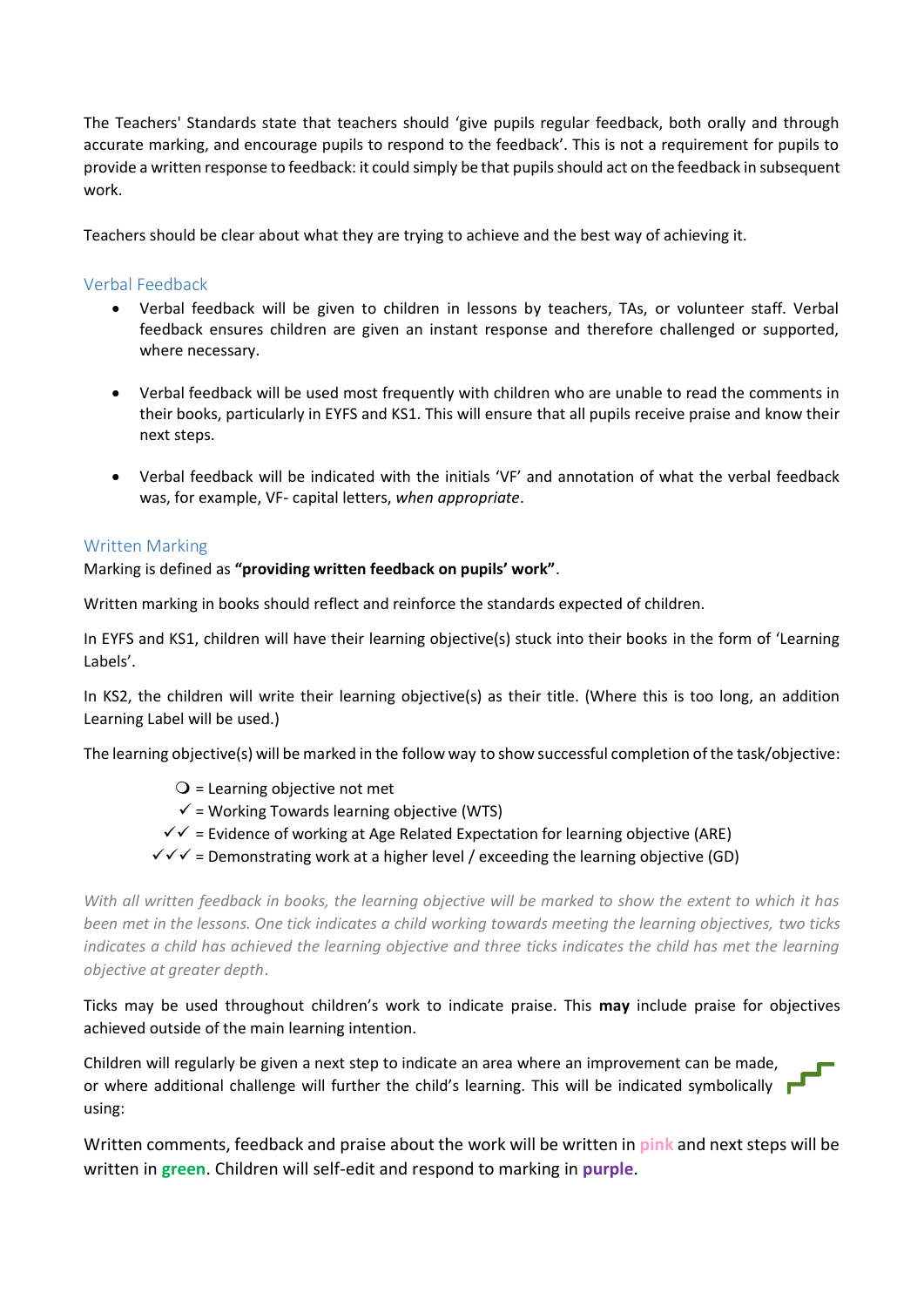The Teachers' Standards state that teachers should 'give pupils regular feedback, both orally and through accurate marking, and encourage pupils to respond to the feedback'. This is not a requirement for pupils to provide a written response to feedback: it could simply be that pupils should act on the feedback in subsequent work.

Teachers should be clear about what they are trying to achieve and the best way of achieving it.

## Verbal Feedback

- Verbal feedback will be given to children in lessons by teachers, TAs, or volunteer staff. Verbal feedback ensures children are given an instant response and therefore challenged or supported, where necessary.

- Verbal feedback will be used most frequently with children who are unable to read the comments in their books, particularly in EYFS and KS1. This will ensure that all pupils receive praise and know their next steps.

- Verbal feedback will be indicated with the initials 'VF' and annotation of what the verbal feedback was, for example, VF- capital letters, *when appropriate*.

## Written Marking

Marking is defined as **"providing written feedback on pupils' work"**.

Written marking in books should reflect and reinforce the standards expected of children.

In EYFS and KS1, children will have their learning objective(s) stuck into their books in the form of 'Learning Labels'.

In KS2, the children will write their learning objective(s) as their title. (Where this is too long, an addition Learning Label will be used.)

The learning objective(s) will be marked in the follow way to show successful completion of the task/objective:

❍ = Learning objective not met
✓ = Working Towards learning objective (WTS)
✓✓ = Evidence of working at Age Related Expectation for learning objective (ARE)
✓✓✓ = Demonstrating work at a higher level / exceeding the learning objective (GD)

*With all written feedback in books, the learning objective will be marked to show the extent to which it has been met in the lessons. One tick indicates a child working towards meeting the learning objectives, two ticks indicates a child has achieved the learning objective and three ticks indicates the child has met the learning objective at greater depth.*

Ticks may be used throughout children's work to indicate praise. This **may** include praise for objectives achieved outside of the main learning intention.

Children will regularly be given a next step to indicate an area where an improvement can be made, or where additional challenge will further the child's learning. This will be indicated symbolically using:

Written comments, feedback and praise about the work will be written in **pink** and next steps will be written in **green**. Children will self-edit and respond to marking in **purple**.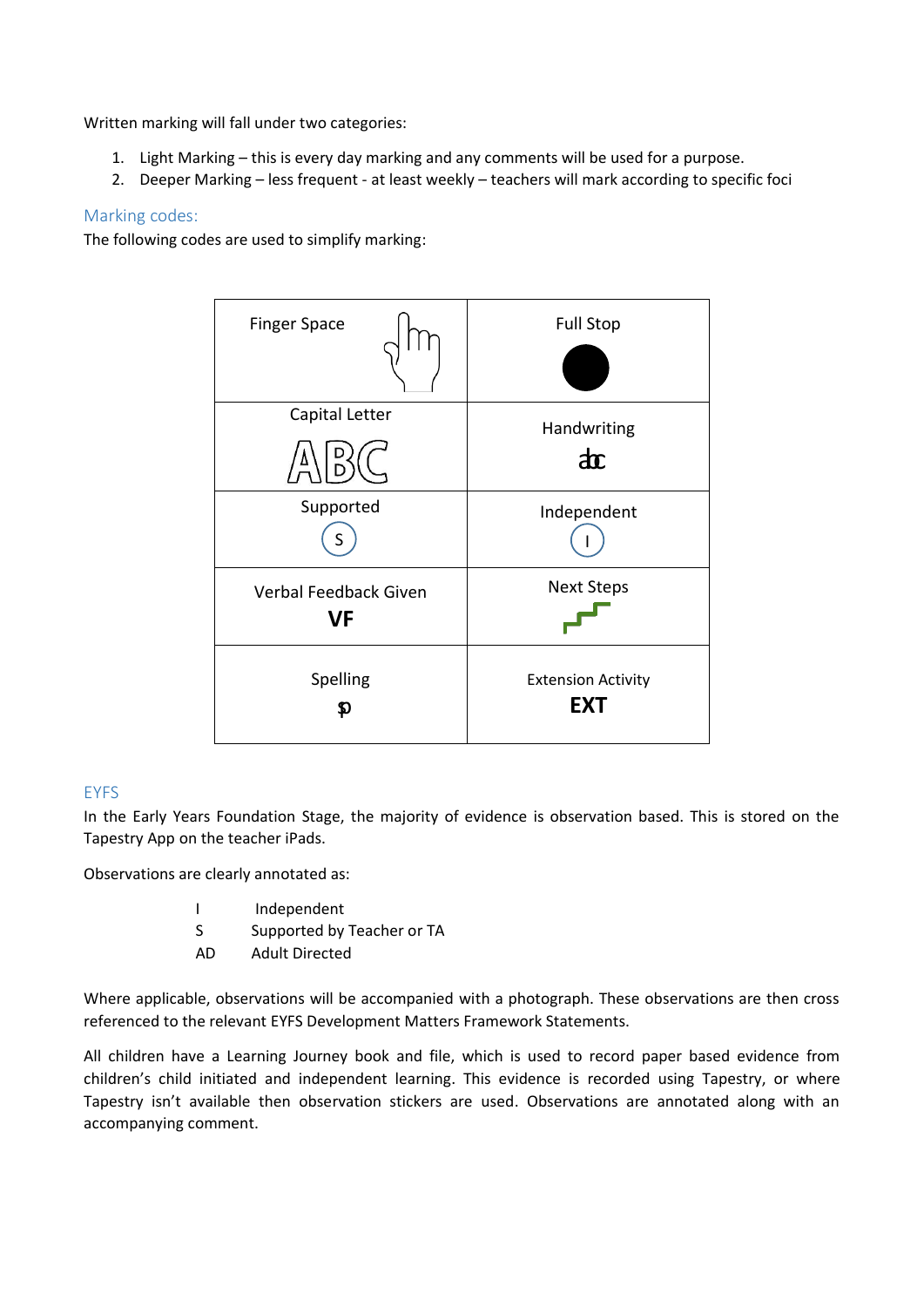Written marking will fall under two categories:

1. Light Marking – this is every day marking and any comments will be used for a purpose.
2. Deeper Marking – less frequent - at least weekly – teachers will mark according to specific foci

## Marking codes:

The following codes are used to simplify marking:

| | |
|---|---|
| Finger Space | Full Stop ● |
| Capital Letter ABC | Handwriting abc |
| Supported (S) | Independent (I) |
| Verbal Feedback Given **VF** | Next Steps |
| Spelling sp | Extension Activity **EXT** |

## EYFS

In the Early Years Foundation Stage, the majority of evidence is observation based. This is stored on the Tapestry App on the teacher iPads.

Observations are clearly annotated as:

I Independent
S Supported by Teacher or TA
AD Adult Directed

Where applicable, observations will be accompanied with a photograph. These observations are then cross referenced to the relevant EYFS Development Matters Framework Statements.

All children have a Learning Journey book and file, which is used to record paper based evidence from children's child initiated and independent learning. This evidence is recorded using Tapestry, or where Tapestry isn't available then observation stickers are used. Observations are annotated along with an accompanying comment.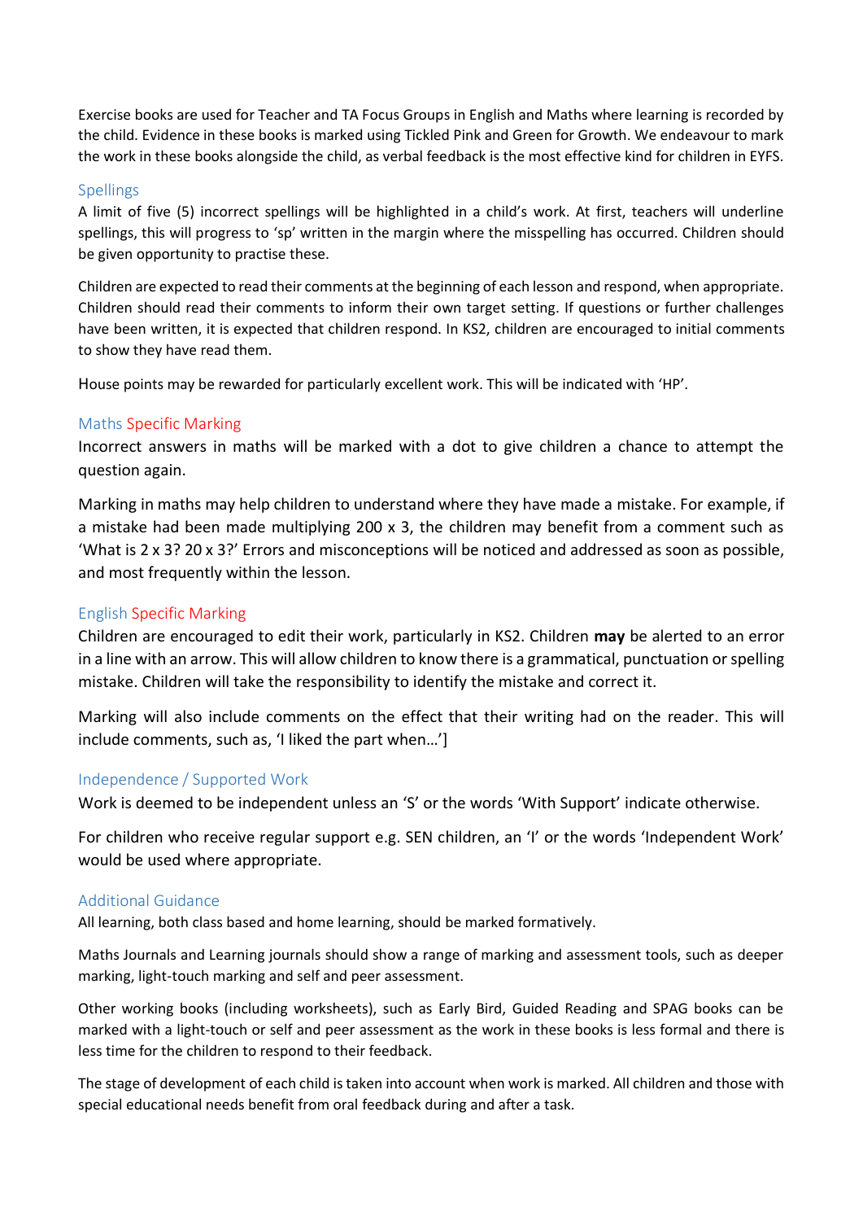Exercise books are used for Teacher and TA Focus Groups in English and Maths where learning is recorded by the child. Evidence in these books is marked using Tickled Pink and Green for Growth. We endeavour to mark the work in these books alongside the child, as verbal feedback is the most effective kind for children in EYFS.

## Spellings

A limit of five (5) incorrect spellings will be highlighted in a child's work. At first, teachers will underline spellings, this will progress to 'sp' written in the margin where the misspelling has occurred. Children should be given opportunity to practise these.

Children are expected to read their comments at the beginning of each lesson and respond, when appropriate. Children should read their comments to inform their own target setting. If questions or further challenges have been written, it is expected that children respond. In KS2, children are encouraged to initial comments to show they have read them.

House points may be rewarded for particularly excellent work. This will be indicated with 'HP'.

## Maths Specific Marking

Incorrect answers in maths will be marked with a dot to give children a chance to attempt the question again.

Marking in maths may help children to understand where they have made a mistake. For example, if a mistake had been made multiplying 200 x 3, the children may benefit from a comment such as 'What is 2 x 3? 20 x 3?' Errors and misconceptions will be noticed and addressed as soon as possible, and most frequently within the lesson.

## English Specific Marking

Children are encouraged to edit their work, particularly in KS2. Children **may** be alerted to an error in a line with an arrow. This will allow children to know there is a grammatical, punctuation or spelling mistake. Children will take the responsibility to identify the mistake and correct it.

Marking will also include comments on the effect that their writing had on the reader. This will include comments, such as, 'I liked the part when…']

## Independence / Supported Work

Work is deemed to be independent unless an 'S' or the words 'With Support' indicate otherwise.

For children who receive regular support e.g. SEN children, an 'I' or the words 'Independent Work' would be used where appropriate.

## Additional Guidance

All learning, both class based and home learning, should be marked formatively.

Maths Journals and Learning journals should show a range of marking and assessment tools, such as deeper marking, light-touch marking and self and peer assessment.

Other working books (including worksheets), such as Early Bird, Guided Reading and SPAG books can be marked with a light-touch or self and peer assessment as the work in these books is less formal and there is less time for the children to respond to their feedback.

The stage of development of each child is taken into account when work is marked. All children and those with special educational needs benefit from oral feedback during and after a task.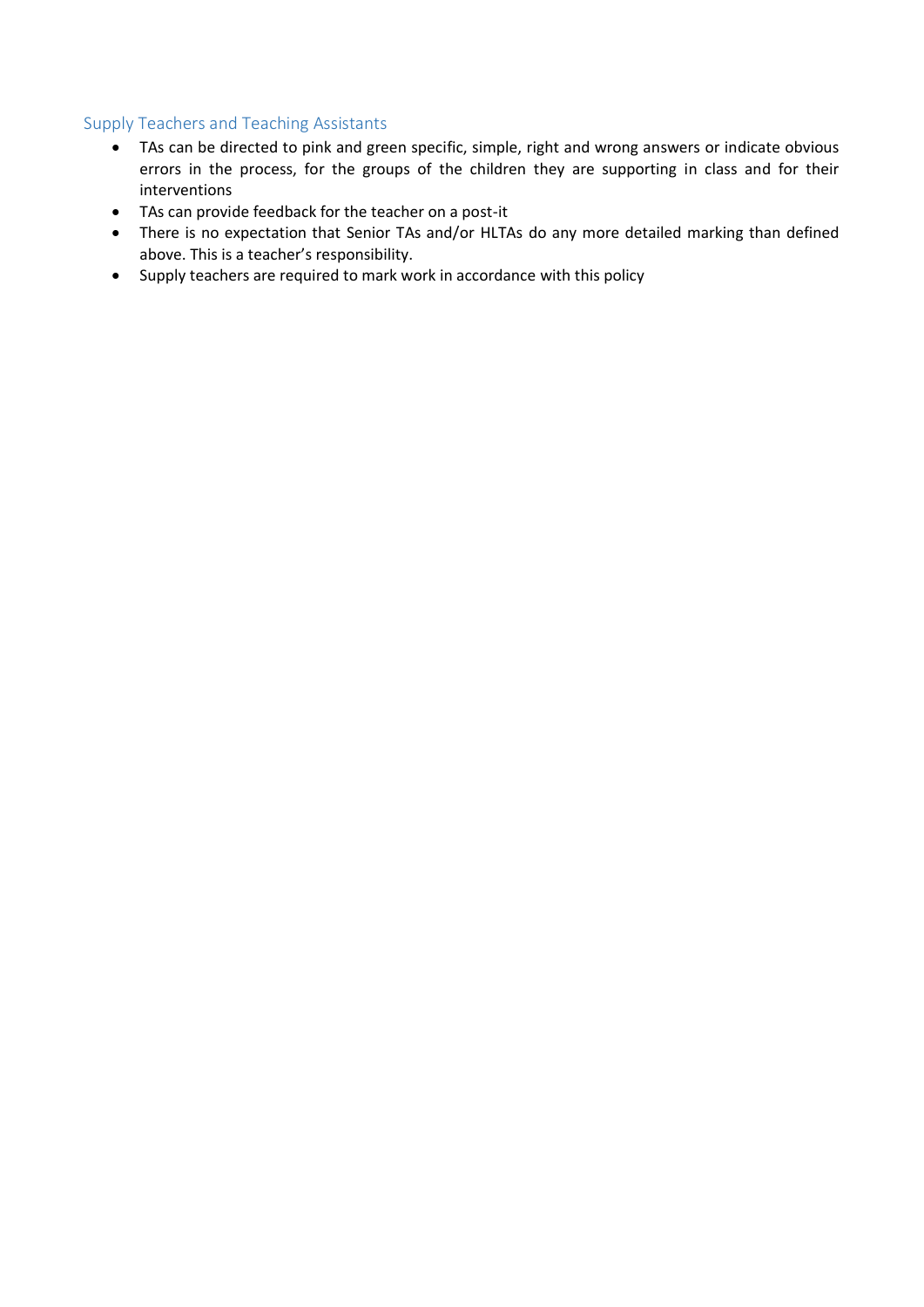## Supply Teachers and Teaching Assistants

- TAs can be directed to pink and green specific, simple, right and wrong answers or indicate obvious errors in the process, for the groups of the children they are supporting in class and for their interventions
- TAs can provide feedback for the teacher on a post-it
- There is no expectation that Senior TAs and/or HLTAs do any more detailed marking than defined above. This is a teacher's responsibility.
- Supply teachers are required to mark work in accordance with this policy